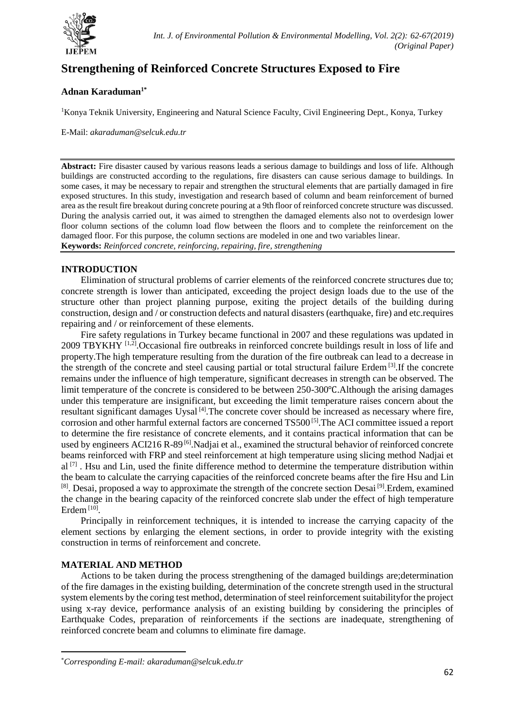# Strengthening of Reinforced Concrete Structures Exposed to Fire

**Adnan Karaduman[1*]**

[1]Konya Teknik University, Engineering and Natural Science Faculty, Civil Engineering Dept., Konya, Turkey

E-Mail: *akaraduman@selcuk.edu.tr*

---

**Abstract:** Fire disaster caused by various reasons leads a serious damage to buildings and loss of life. Although buildings are constructed according to the regulations, fire disasters can cause serious damage to buildings. In some cases, it may be necessary to repair and strengthen the structural elements that are partially damaged in fire exposed structures. In this study, investigation and research based of column and beam reinforcement of burned area as the result fire breakout during concrete pouring at a 9th floor of reinforced concrete structure was discussed. During the analysis carried out, it was aimed to strengthen the damaged elements also not to overdesign lower floor column sections of the column load flow between the floors and to complete the reinforcement on the damaged floor. For this purpose, the column sections are modeled in one and two variables linear.

**Keywords:** *Reinforced concrete, reinforcing, repairing, fire, strengthening*

---

## INTRODUCTION

Elimination of structural problems of carrier elements of the reinforced concrete structures due to; concrete strength is lower than anticipated, exceeding the project design loads due to the use of the structure other than project planning purpose, exiting the project details of the building during construction, design and / or construction defects and natural disasters (earthquake, fire) and etc.requires repairing and / or reinforcement of these elements.

Fire safety regulations in Turkey became functional in 2007 and these regulations was updated in 2009 TBYKHY [1,2].Occasional fire outbreaks in reinforced concrete buildings result in loss of life and property.The high temperature resulting from the duration of the fire outbreak can lead to a decrease in the strength of the concrete and steel causing partial or total structural failure Erdem [3].If the concrete remains under the influence of high temperature, significant decreases in strength can be observed. The limit temperature of the concrete is considered to be between 250-300℃.Although the arising damages under this temperature are insignificant, but exceeding the limit temperature raises concern about the resultant significant damages Uysal [4].The concrete cover should be increased as necessary where fire, corrosion and other harmful external factors are concerned TS500 [5].The ACI committee issued a report to determine the fire resistance of concrete elements, and it contains practical information that can be used by engineers ACI216 R-89 [6].Nadjai et al., examined the structural behavior of reinforced concrete beams reinforced with FRP and steel reinforcement at high temperature using slicing method Nadjai et al [7] . Hsu and Lin, used the finite difference method to determine the temperature distribution within the beam to calculate the carrying capacities of the reinforced concrete beams after the fire Hsu and Lin [8]. Desai, proposed a way to approximate the strength of the concrete section Desai [9].Erdem, examined the change in the bearing capacity of the reinforced concrete slab under the effect of high temperature Erdem [10].

Principally in reinforcement techniques, it is intended to increase the carrying capacity of the element sections by enlarging the element sections, in order to provide integrity with the existing construction in terms of reinforcement and concrete.

## MATERIAL AND METHOD

Actions to be taken during the process strengthening of the damaged buildings are;determination of the fire damages in the existing building, determination of the concrete strength used in the structural system elements by the coring test method, determination of steel reinforcement suitabilityfor the project using x-ray device, performance analysis of an existing building by considering the principles of Earthquake Codes, preparation of reinforcements if the sections are inadequate, strengthening of reinforced concrete beam and columns to eliminate fire damage.

---

*Corresponding E-mail: akaraduman@selcuk.edu.tr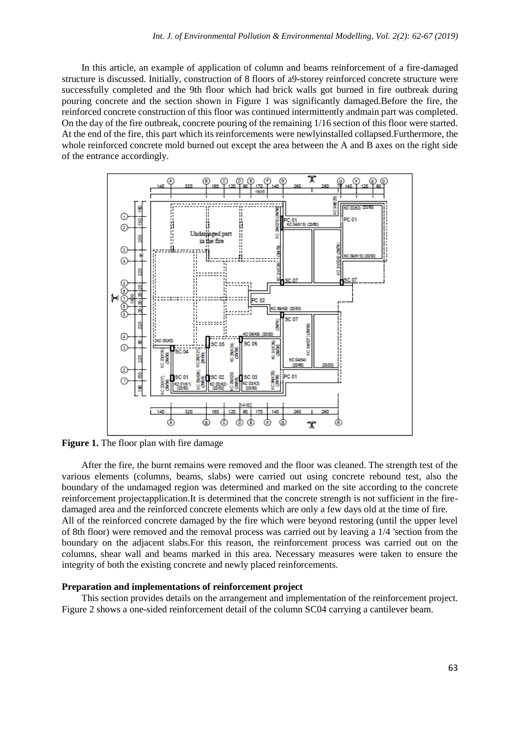In this article, an example of application of column and beams reinforcement of a fire-damaged structure is discussed. Initially, construction of 8 floors of a9-storey reinforced concrete structure were successfully completed and the 9th floor which had brick walls got burned in fire outbreak during pouring concrete and the section shown in Figure 1 was significantly damaged.Before the fire, the reinforced concrete construction of this floor was continued intermittently andmain part was completed. On the day of the fire outbreak, concrete pouring of the remaining 1/16 section of this floor were started. At the end of the fire, this part which its reinforcements were newlyinstalled collapsed.Furthermore, the whole reinforced concrete mold burned out except the area between the A and B axes on the right side of the entrance accordingly.

**Figure 1.** The floor plan with fire damage

After the fire, the burnt remains were removed and the floor was cleaned. The strength test of the various elements (columns, beams, slabs) were carried out using concrete rebound test, also the boundary of the undamaged region was determined and marked on the site according to the concrete reinforcement projectapplication.It is determined that the concrete strength is not sufficient in the fire-damaged area and the reinforced concrete elements which are only a few days old at the time of fire.
All of the reinforced concrete damaged by the fire which were beyond restoring (until the upper level of 8th floor) were removed and the removal process was carried out by leaving a 1/4 'section from the boundary on the adjacent slabs.For this reason, the reinforcement process was carried out on the columns, shear wall and beams marked in this area. Necessary measures were taken to ensure the integrity of both the existing concrete and newly placed reinforcements.

**Preparation and implementations of reinforcement project**

This section provides details on the arrangement and implementation of the reinforcement project. Figure 2 shows a one-sided reinforcement detail of the column SC04 carrying a cantilever beam.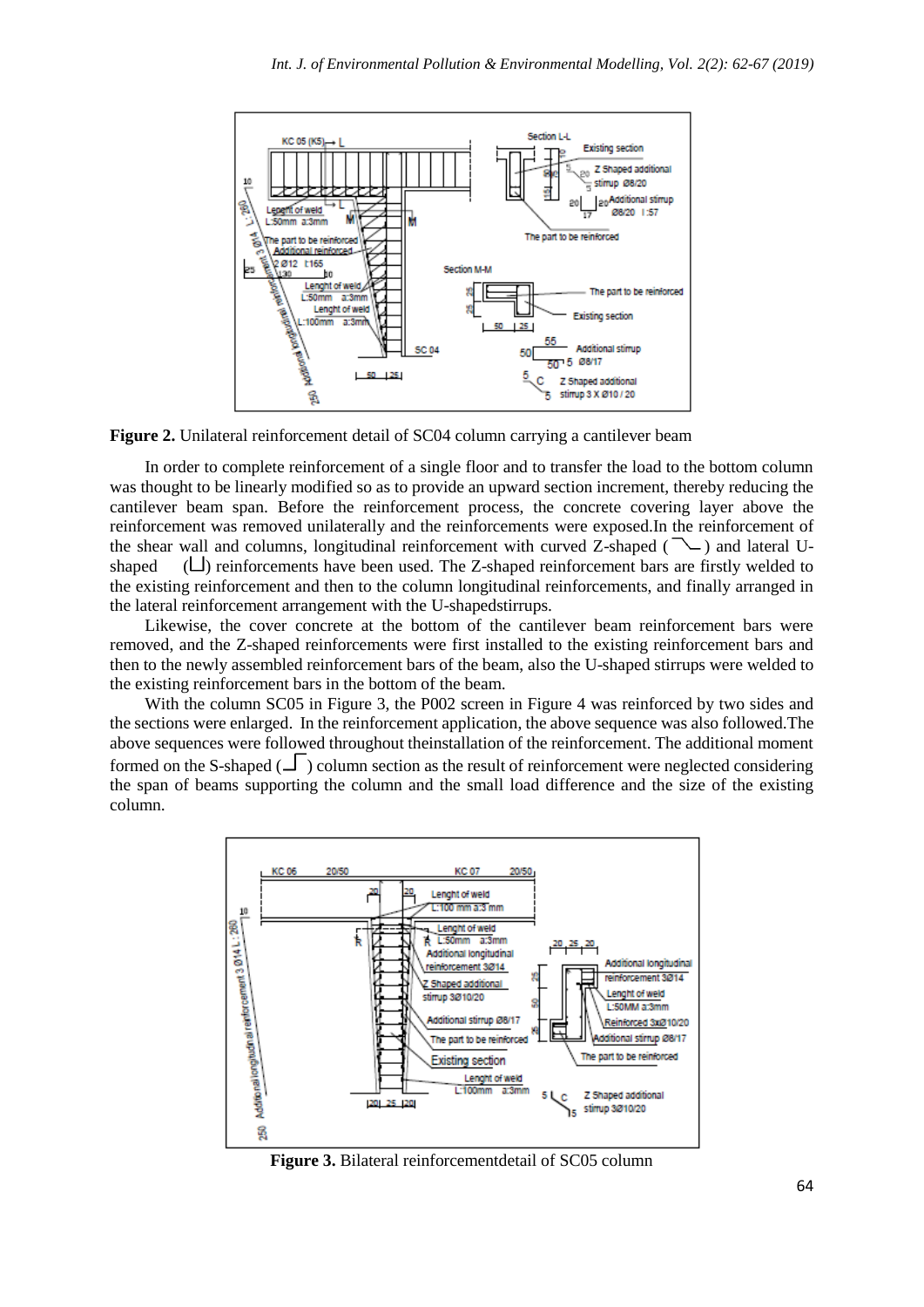**Figure 2.** Unilateral reinforcement detail of SC04 column carrying a cantilever beam

In order to complete reinforcement of a single floor and to transfer the load to the bottom column was thought to be linearly modified so as to provide an upward section increment, thereby reducing the cantilever beam span. Before the reinforcement process, the concrete covering layer above the reinforcement was removed unilaterally and the reinforcements were exposed.In the reinforcement of the shear wall and columns, longitudinal reinforcement with curved Z-shaped ( ) and lateral U-shaped ( ) reinforcements have been used. The Z-shaped reinforcement bars are firstly welded to the existing reinforcement and then to the column longitudinal reinforcements, and finally arranged in the lateral reinforcement arrangement with the U-shapedstirrups.

Likewise, the cover concrete at the bottom of the cantilever beam reinforcement bars were removed, and the Z-shaped reinforcements were first installed to the existing reinforcement bars and then to the newly assembled reinforcement bars of the beam, also the U-shaped stirrups were welded to the existing reinforcement bars in the bottom of the beam.

With the column SC05 in Figure 3, the P002 screen in Figure 4 was reinforced by two sides and the sections were enlarged. In the reinforcement application, the above sequence was also followed.The above sequences were followed throughout theinstallation of the reinforcement. The additional moment formed on the S-shaped ( ) column section as the result of reinforcement were neglected considering the span of beams supporting the column and the small load difference and the size of the existing column.

**Figure 3.** Bilateral reinforcementdetail of SC05 column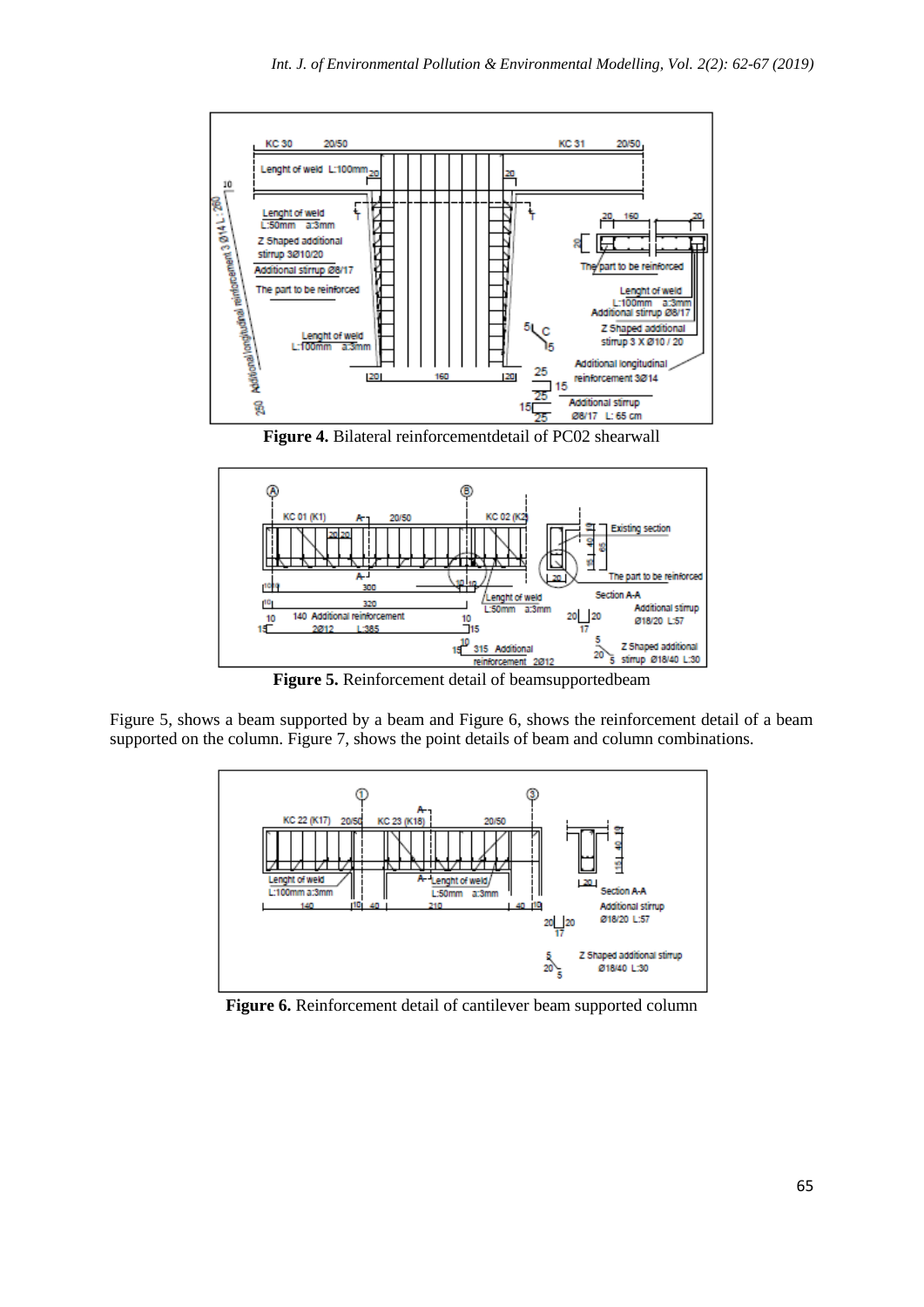**Figure 4.** Bilateral reinforcementdetail of PC02 shearwall

**Figure 5.** Reinforcement detail of beamsupportedbeam

Figure 5, shows a beam supported by a beam and Figure 6, shows the reinforcement detail of a beam supported on the column. Figure 7, shows the point details of beam and column combinations.

**Figure 6.** Reinforcement detail of cantilever beam supported column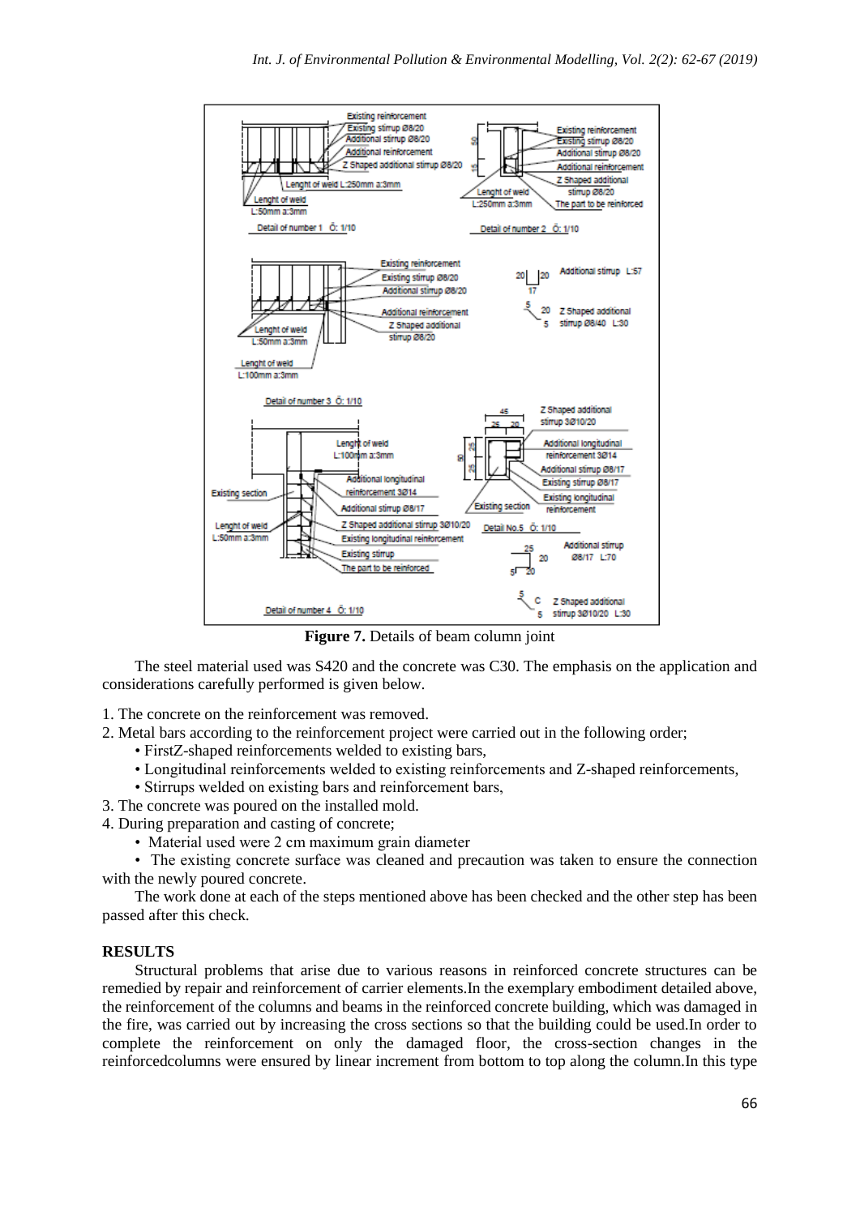**Figure 7.** Details of beam column joint

The steel material used was S420 and the concrete was C30. The emphasis on the application and considerations carefully performed is given below.

1. The concrete on the reinforcement was removed.
2. Metal bars according to the reinforcement project were carried out in the following order;
   - FirstZ-shaped reinforcements welded to existing bars,
   - Longitudinal reinforcements welded to existing reinforcements and Z-shaped reinforcements,
   - Stirrups welded on existing bars and reinforcement bars,
3. The concrete was poured on the installed mold.
4. During preparation and casting of concrete;
   - Material used were 2 cm maximum grain diameter
   - The existing concrete surface was cleaned and precaution was taken to ensure the connection with the newly poured concrete.

The work done at each of the steps mentioned above has been checked and the other step has been passed after this check.

## RESULTS

Structural problems that arise due to various reasons in reinforced concrete structures can be remedied by repair and reinforcement of carrier elements.In the exemplary embodiment detailed above, the reinforcement of the columns and beams in the reinforced concrete building, which was damaged in the fire, was carried out by increasing the cross sections so that the building could be used.In order to complete the reinforcement on only the damaged floor, the cross-section changes in the reinforcedcolumns were ensured by linear increment from bottom to top along the column.In this type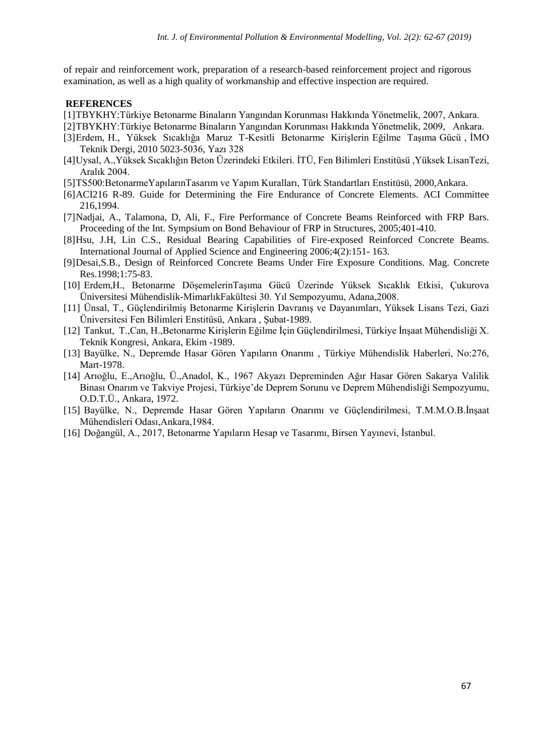of repair and reinforcement work, preparation of a research-based reinforcement project and rigorous examination, as well as a high quality of workmanship and effective inspection are required.

## REFERENCES

[1]TBYKHY:Türkiye Betonarme Binaların Yangından Korunması Hakkında Yönetmelik, 2007, Ankara.

[2]TBYKHY:Türkiye Betonarme Binaların Yangından Korunması Hakkında Yönetmelik, 2009, Ankara.

[3]Erdem, H., Yüksek Sıcaklığa Maruz T-Kesitli Betonarme Kirişlerin Eğilme Taşıma Gücü , İMO Teknik Dergi, 2010 5023-5036, Yazı 328

[4]Uysal, A.,Yüksek Sıcaklığın Beton Üzerindeki Etkileri. İTÜ, Fen Bilimleri Enstitüsü ,Yüksek LisanTezi, Aralık 2004.

[5]TS500:BetonarmeYapıların Tasarım ve Yapım Kuralları, Türk Standartları Enstitüsü, 2000,Ankara.

[6]ACI216 R-89. Guide for Determining the Fire Endurance of Concrete Elements. ACI Committee 216,1994.

[7]Nadjai, A., Talamona, D, Ali, F., Fire Performance of Concrete Beams Reinforced with FRP Bars. Proceeding of the Int. Sympsium on Bond Behaviour of FRP in Structures, 2005;401-410.

[8]Hsu, J.H, Lin C.S., Residual Bearing Capabilities of Fire-exposed Reinforced Concrete Beams. International Journal of Applied Science and Engineering 2006;4(2):151- 163.

[9]Desai,S.B., Design of Reinforced Concrete Beams Under Fire Exposure Conditions. Mag. Concrete Res.1998;1:75-83.

[10] Erdem,H., Betonarme DöşemelerinTaşıma Gücü Üzerinde Yüksek Sıcaklık Etkisi, Çukurova Üniversitesi Mühendislik-MimarlıkFakültesi 30. Yıl Sempozyumu, Adana,2008.

[11] Ünsal, T., Güçlendirilmiş Betonarme Kirişlerin Davranış ve Dayanımları, Yüksek Lisans Tezi, Gazi Üniversitesi Fen Bilimleri Enstitüsü, Ankara , Şubat-1989.

[12] Tankut, T.,Can, H.,Betonarme Kirişlerin Eğilme İçin Güçlendirilmesi, Türkiye İnşaat Mühendisliği X. Teknik Kongresi, Ankara, Ekim -1989.

[13] Bayülke, N., Depremde Hasar Gören Yapıların Onarımı , Türkiye Mühendislik Haberleri, No:276, Mart-1978.

[14] Arıoğlu, E.,Arıoğlu, Ü.,Anadol, K., 1967 Akyazı Depreminden Ağır Hasar Gören Sakarya Valilik Binası Onarım ve Takviye Projesi, Türkiye'de Deprem Sorunu ve Deprem Mühendisliği Sempozyumu, O.D.T.Ü., Ankara, 1972.

[15] Bayülke, N., Depremde Hasar Gören Yapıların Onarımı ve Güçlendirilmesi, T.M.M.O.B.İnşaat Mühendisleri Odası,Ankara,1984.

[16] Doğangül, A., 2017, Betonarme Yapıların Hesap ve Tasarımı, Birsen Yayınevi, İstanbul.